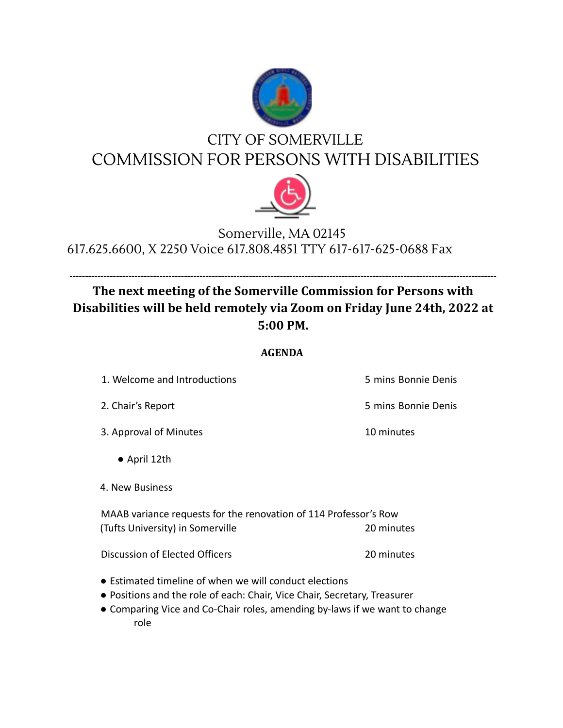# CITY OF SOMERVILLE
# COMMISSION FOR PERSONS WITH DISABILITIES

Somerville, MA 02145
617.625.6600, X 2250 Voice 617.808.4851 TTY 617-617-625-0688 Fax

---

**The next meeting of the Somerville Commission for Persons with Disabilities will be held remotely via Zoom on Friday June 24th, 2022 at 5:00 PM.**

**AGENDA**

1. Welcome and Introductions — 5 mins Bonnie Denis
2. Chair's Report — 5 mins Bonnie Denis
3. Approval of Minutes — 10 minutes
   - April 12th
4. New Business

MAAB variance requests for the renovation of 114 Professor's Row (Tufts University) in Somerville — 20 minutes

Discussion of Elected Officers — 20 minutes

- Estimated timeline of when we will conduct elections
- Positions and the role of each: Chair, Vice Chair, Secretary, Treasurer
- Comparing Vice and Co-Chair roles, amending by-laws if we want to change role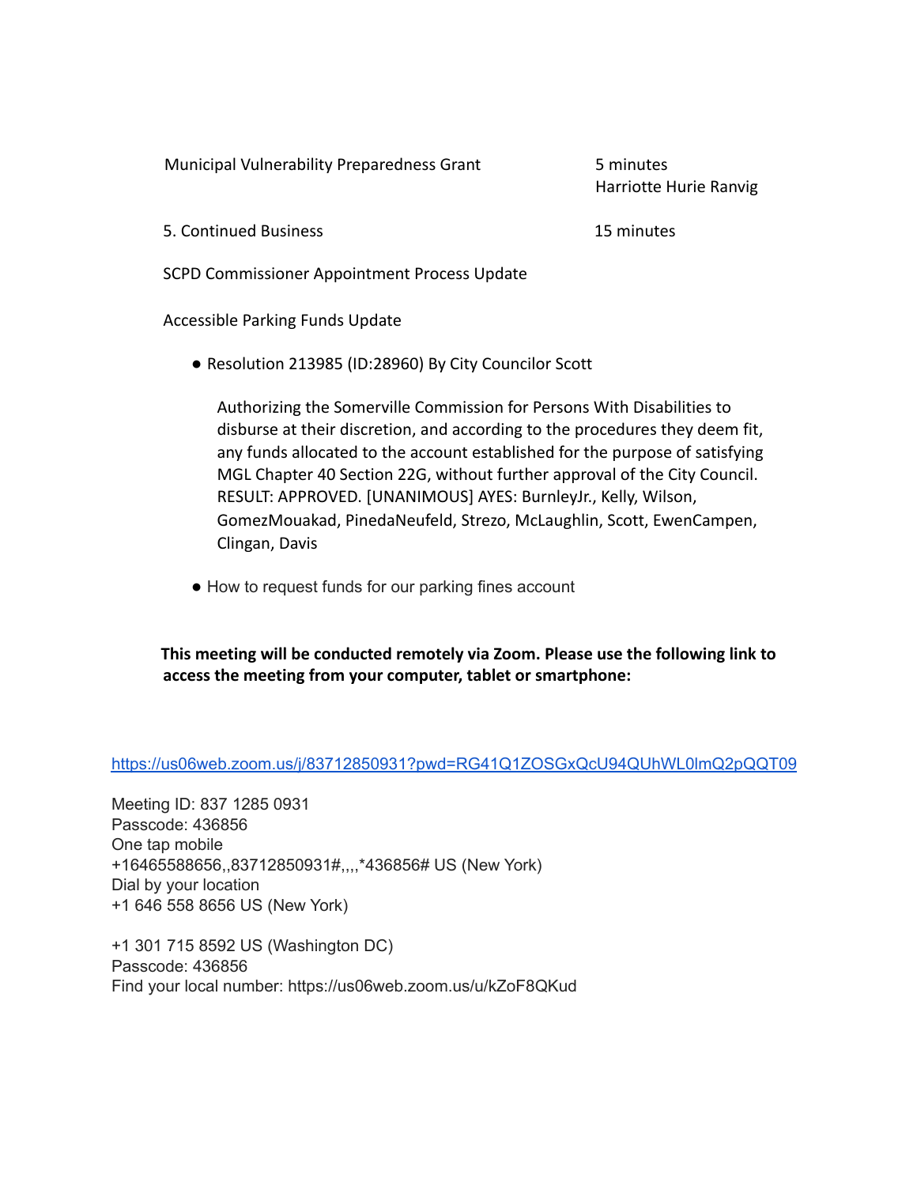Municipal Vulnerability Preparedness Grant — 5 minutes
Harriotte Hurie Ranvig

5. Continued Business — 15 minutes

SCPD Commissioner Appointment Process Update

Accessible Parking Funds Update

- Resolution 213985 (ID:28960) By City Councilor Scott

  Authorizing the Somerville Commission for Persons With Disabilities to disburse at their discretion, and according to the procedures they deem fit, any funds allocated to the account established for the purpose of satisfying MGL Chapter 40 Section 22G, without further approval of the City Council. RESULT: APPROVED. [UNANIMOUS] AYES: BurnleyJr., Kelly, Wilson, GomezMouakad, PinedaNeufeld, Strezo, McLaughlin, Scott, EwenCampen, Clingan, Davis

- How to request funds for our parking fines account

**This meeting will be conducted remotely via Zoom. Please use the following link to access the meeting from your computer, tablet or smartphone:**

https://us06web.zoom.us/j/83712850931?pwd=RG41Q1ZOSGxQcU94QUhWL0lmQ2pQQT09

Meeting ID: 837 1285 0931
Passcode: 436856
One tap mobile
+16465588656,,83712850931#,,,,*436856# US (New York)
Dial by your location
+1 646 558 8656 US (New York)

+1 301 715 8592 US (Washington DC)
Passcode: 436856
Find your local number: https://us06web.zoom.us/u/kZoF8QKud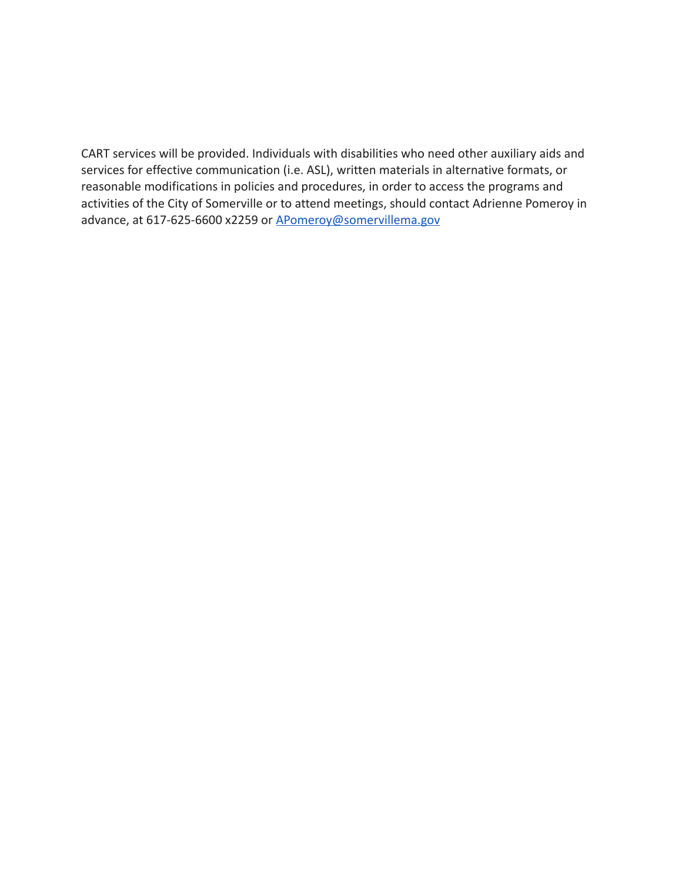CART services will be provided. Individuals with disabilities who need other auxiliary aids and services for effective communication (i.e. ASL), written materials in alternative formats, or reasonable modifications in policies and procedures, in order to access the programs and activities of the City of Somerville or to attend meetings, should contact Adrienne Pomeroy in advance, at 617-625-6600 x2259 or [APomeroy@somervillema.gov](mailto:APomeroy@somervillema.gov)